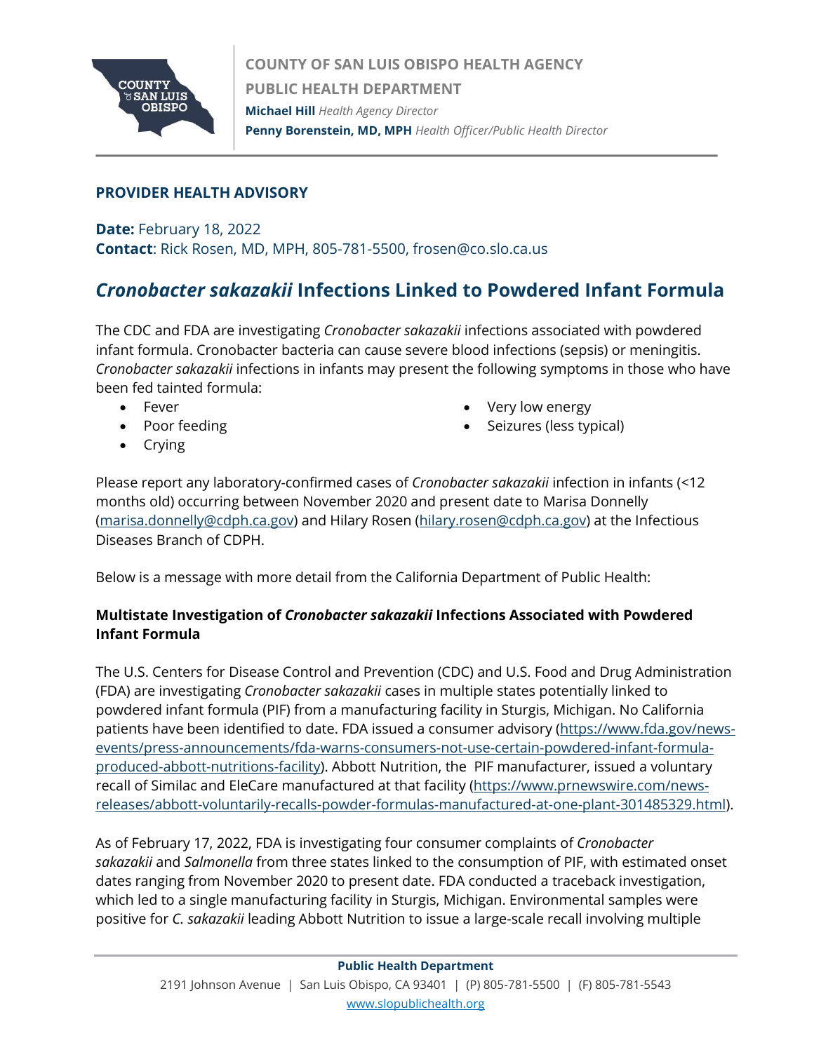**COUNTY OF SAN LUIS OBISPO HEALTH AGENCY**

**PUBLIC HEALTH DEPARTMENT**

**Michael Hill** *Health Agency Director*

**Penny Borenstein, MD, MPH** *Health Officer/Public Health Director*

## PROVIDER HEALTH ADVISORY

**Date:** February 18, 2022

**Contact**: Rick Rosen, MD, MPH, 805-781-5500, frosen@co.slo.ca.us

# *Cronobacter sakazakii* Infections Linked to Powdered Infant Formula

The CDC and FDA are investigating *Cronobacter sakazakii* infections associated with powdered infant formula. Cronobacter bacteria can cause severe blood infections (sepsis) or meningitis. *Cronobacter sakazakii* infections in infants may present the following symptoms in those who have been fed tainted formula:

- Fever
- Poor feeding
- Crying
- Very low energy
- Seizures (less typical)

Please report any laboratory-confirmed cases of *Cronobacter sakazakii* infection in infants (<12 months old) occurring between November 2020 and present date to Marisa Donnelly (marisa.donnelly@cdph.ca.gov) and Hilary Rosen (hilary.rosen@cdph.ca.gov) at the Infectious Diseases Branch of CDPH.

Below is a message with more detail from the California Department of Public Health:

### Multistate Investigation of *Cronobacter sakazakii* Infections Associated with Powdered Infant Formula

The U.S. Centers for Disease Control and Prevention (CDC) and U.S. Food and Drug Administration (FDA) are investigating *Cronobacter sakazakii* cases in multiple states potentially linked to powdered infant formula (PIF) from a manufacturing facility in Sturgis, Michigan. No California patients have been identified to date. FDA issued a consumer advisory (https://www.fda.gov/news-events/press-announcements/fda-warns-consumers-not-use-certain-powdered-infant-formula-produced-abbott-nutritions-facility). Abbott Nutrition, the PIF manufacturer, issued a voluntary recall of Similac and EleCare manufactured at that facility (https://www.prnewswire.com/news-releases/abbott-voluntarily-recalls-powder-formulas-manufactured-at-one-plant-301485329.html).

As of February 17, 2022, FDA is investigating four consumer complaints of *Cronobacter sakazakii* and *Salmonella* from three states linked to the consumption of PIF, with estimated onset dates ranging from November 2020 to present date. FDA conducted a traceback investigation, which led to a single manufacturing facility in Sturgis, Michigan. Environmental samples were positive for *C. sakazakii* leading Abbott Nutrition to issue a large-scale recall involving multiple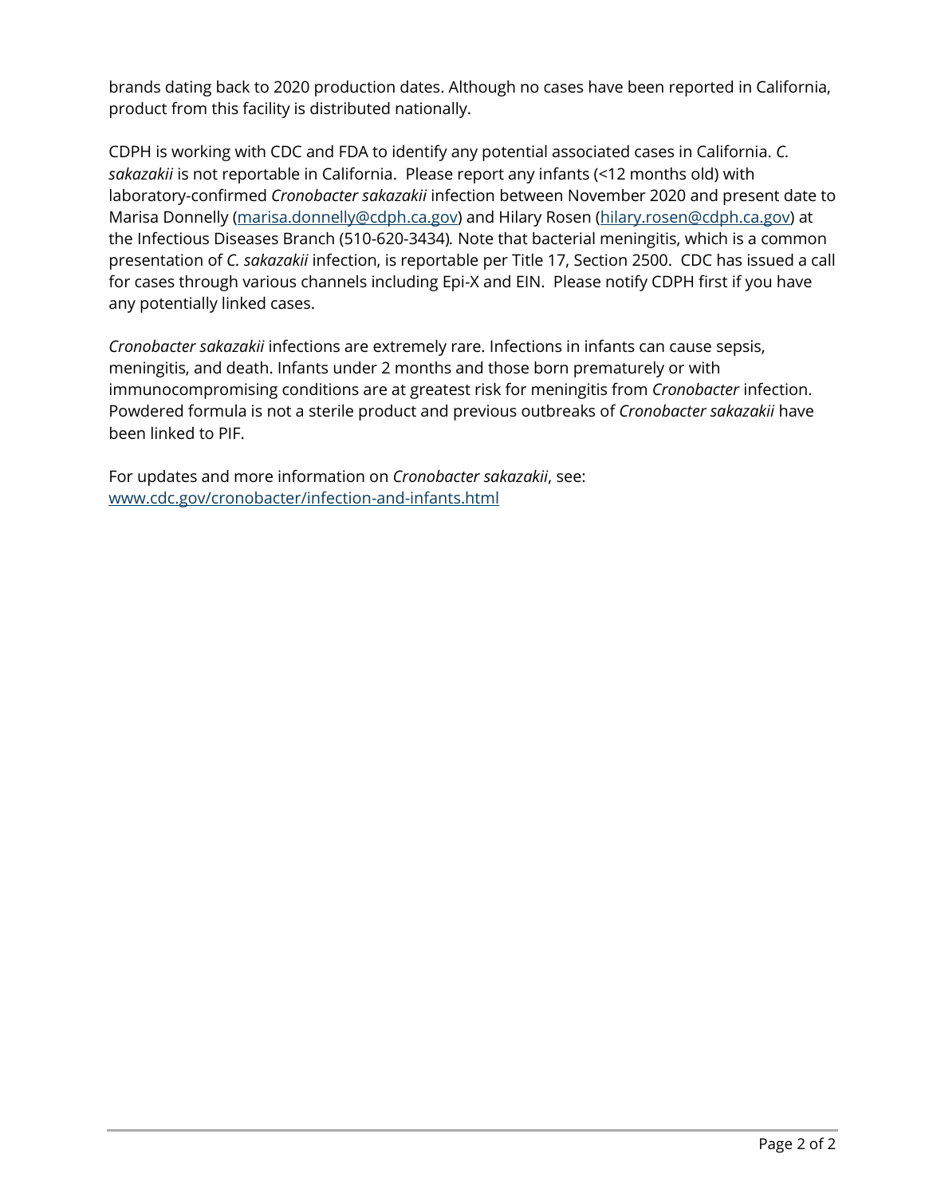brands dating back to 2020 production dates. Although no cases have been reported in California, product from this facility is distributed nationally.

CDPH is working with CDC and FDA to identify any potential associated cases in California. *C. sakazakii* is not reportable in California. Please report any infants (<12 months old) with laboratory-confirmed *Cronobacter sakazakii* infection between November 2020 and present date to Marisa Donnelly ([marisa.donnelly@cdph.ca.gov](mailto:marisa.donnelly@cdph.ca.gov)) and Hilary Rosen ([hilary.rosen@cdph.ca.gov](mailto:hilary.rosen@cdph.ca.gov)) at the Infectious Diseases Branch (510-620-3434). Note that bacterial meningitis, which is a common presentation of *C. sakazakii* infection, is reportable per Title 17, Section 2500. CDC has issued a call for cases through various channels including Epi-X and EIN. Please notify CDPH first if you have any potentially linked cases.

*Cronobacter sakazakii* infections are extremely rare. Infections in infants can cause sepsis, meningitis, and death. Infants under 2 months and those born prematurely or with immunocompromising conditions are at greatest risk for meningitis from *Cronobacter* infection. Powdered formula is not a sterile product and previous outbreaks of *Cronobacter sakazakii* have been linked to PIF.

For updates and more information on *Cronobacter sakazakii*, see:
[www.cdc.gov/cronobacter/infection-and-infants.html](http://www.cdc.gov/cronobacter/infection-and-infants.html)